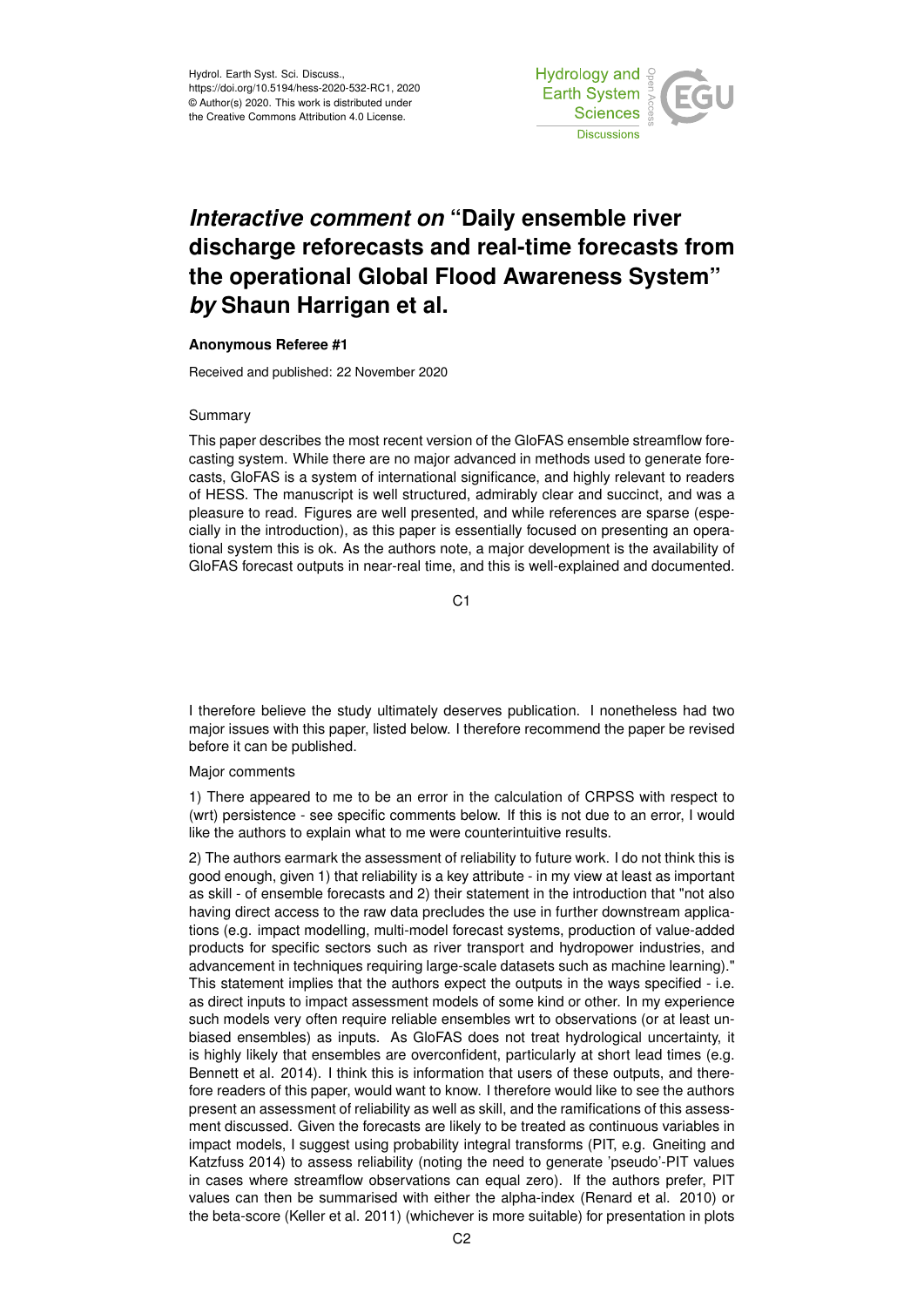Hydrol. Earth Syst. Sci. Discuss.,
https://doi.org/10.5194/hess-2020-532-RC1, 2020
© Author(s) 2020. This work is distributed under the Creative Commons Attribution 4.0 License.

# *Interactive comment on* "Daily ensemble river discharge reforecasts and real-time forecasts from the operational Global Flood Awareness System" *by* Shaun Harrigan et al.

**Anonymous Referee #1**

Received and published: 22 November 2020

Summary

This paper describes the most recent version of the GloFAS ensemble streamflow forecasting system. While there are no major advanced in methods used to generate forecasts, GloFAS is a system of international significance, and highly relevant to readers of HESS. The manuscript is well structured, admirably clear and succinct, and was a pleasure to read. Figures are well presented, and while references are sparse (especially in the introduction), as this paper is essentially focused on presenting an operational system this is ok. As the authors note, a major development is the availability of GloFAS forecast outputs in near-real time, and this is well-explained and documented.

I therefore believe the study ultimately deserves publication. I nonetheless had two major issues with this paper, listed below. I therefore recommend the paper be revised before it can be published.

Major comments

1) There appeared to me to be an error in the calculation of CRPSS with respect to (wrt) persistence - see specific comments below. If this is not due to an error, I would like the authors to explain what to me were counterintuitive results.

2) The authors earmark the assessment of reliability to future work. I do not think this is good enough, given 1) that reliability is a key attribute - in my view at least as important as skill - of ensemble forecasts and 2) their statement in the introduction that "not also having direct access to the raw data precludes the use in further downstream applications (e.g. impact modelling, multi-model forecast systems, production of value-added products for specific sectors such as river transport and hydropower industries, and advancement in techniques requiring large-scale datasets such as machine learning)." This statement implies that the authors expect the outputs in the ways specified - i.e. as direct inputs to impact assessment models of some kind or other. In my experience such models very often require reliable ensembles wrt to observations (or at least unbiased ensembles) as inputs. As GloFAS does not treat hydrological uncertainty, it is highly likely that ensembles are overconfident, particularly at short lead times (e.g. Bennett et al. 2014). I think this is information that users of these outputs, and therefore readers of this paper, would want to know. I therefore would like to see the authors present an assessment of reliability as well as skill, and the ramifications of this assessment discussed. Given the forecasts are likely to be treated as continuous variables in impact models, I suggest using probability integral transforms (PIT, e.g. Gneiting and Katzfuss 2014) to assess reliability (noting the need to generate 'pseudo'-PIT values in cases where streamflow observations can equal zero). If the authors prefer, PIT values can then be summarised with either the alpha-index (Renard et al. 2010) or the beta-score (Keller et al. 2011) (whichever is more suitable) for presentation in plots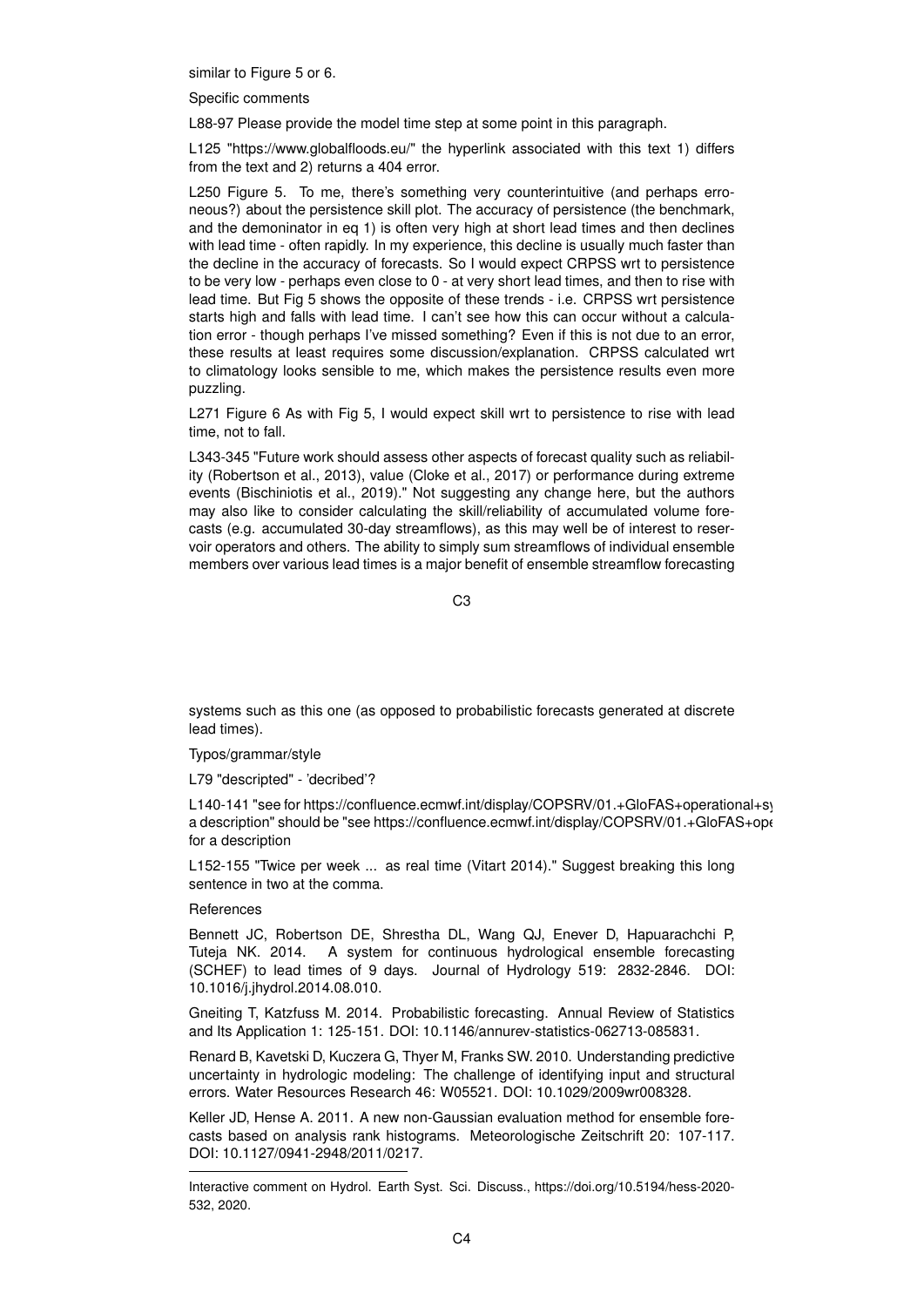similar to Figure 5 or 6.

Specific comments

L88-97 Please provide the model time step at some point in this paragraph.

L125 "https://www.globalfloods.eu/" the hyperlink associated with this text 1) differs from the text and 2) returns a 404 error.

L250 Figure 5. To me, there's something very counterintuitive (and perhaps erroneous?) about the persistence skill plot. The accuracy of persistence (the benchmark, and the demoninator in eq 1) is often very high at short lead times and then declines with lead time - often rapidly. In my experience, this decline is usually much faster than the decline in the accuracy of forecasts. So I would expect CRPSS wrt to persistence to be very low - perhaps even close to 0 - at very short lead times, and then to rise with lead time. But Fig 5 shows the opposite of these trends - i.e. CRPSS wrt persistence starts high and falls with lead time. I can't see how this can occur without a calculation error - though perhaps I've missed something? Even if this is not due to an error, these results at least requires some discussion/explanation. CRPSS calculated wrt to climatology looks sensible to me, which makes the persistence results even more puzzling.

L271 Figure 6 As with Fig 5, I would expect skill wrt to persistence to rise with lead time, not to fall.

L343-345 "Future work should assess other aspects of forecast quality such as reliability (Robertson et al., 2013), value (Cloke et al., 2017) or performance during extreme events (Bischiniotis et al., 2019)." Not suggesting any change here, but the authors may also like to consider calculating the skill/reliability of accumulated volume forecasts (e.g. accumulated 30-day streamflows), as this may well be of interest to reservoir operators and others. The ability to simply sum streamflows of individual ensemble members over various lead times is a major benefit of ensemble streamflow forecasting systems such as this one (as opposed to probabilistic forecasts generated at discrete lead times).

Typos/grammar/style

L79 "descripted" - 'decribed'?

L140-141 "see for https://confluence.ecmwf.int/display/COPSRV/01.+GloFAS+operational+sy a description" should be "see https://confluence.ecmwf.int/display/COPSRV/01.+GloFAS+ope for a description

L152-155 "Twice per week ... as real time (Vitart 2014)." Suggest breaking this long sentence in two at the comma.

References

Bennett JC, Robertson DE, Shrestha DL, Wang QJ, Enever D, Hapuarachchi P, Tuteja NK. 2014. A system for continuous hydrological ensemble forecasting (SCHEF) to lead times of 9 days. Journal of Hydrology 519: 2832-2846. DOI: 10.1016/j.jhydrol.2014.08.010.

Gneiting T, Katzfuss M. 2014. Probabilistic forecasting. Annual Review of Statistics and Its Application 1: 125-151. DOI: 10.1146/annurev-statistics-062713-085831.

Renard B, Kavetski D, Kuczera G, Thyer M, Franks SW. 2010. Understanding predictive uncertainty in hydrologic modeling: The challenge of identifying input and structural errors. Water Resources Research 46: W05521. DOI: 10.1029/2009wr008328.

Keller JD, Hense A. 2011. A new non-Gaussian evaluation method for ensemble forecasts based on analysis rank histograms. Meteorologische Zeitschrift 20: 107-117. DOI: 10.1127/0941-2948/2011/0217.

---

Interactive comment on Hydrol. Earth Syst. Sci. Discuss., https://doi.org/10.5194/hess-2020-532, 2020.